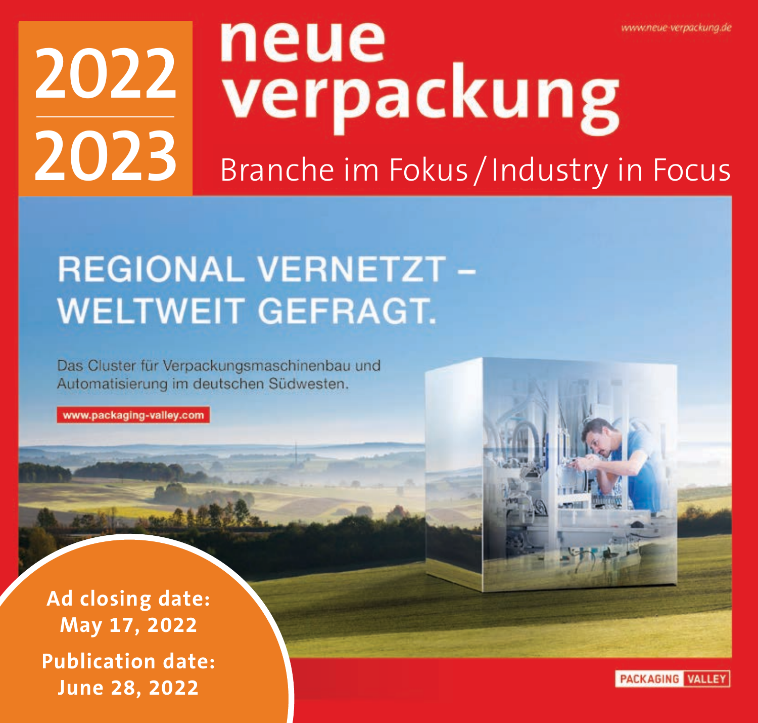www.neue-verpackung.de

# 2022 / 2023

# neue verpackung

## Branche im Fokus / Industry in Focus

REGIONAL VERNETZT – WELTWEIT GEFRAGT.

Das Cluster für Verpackungsmaschinenbau und Automatisierung im deutschen Südwesten.

www.packaging-valley.com

PACKAGING VALLEY

**Ad closing date:**
**May 17, 2022**

**Publication date:**
**June 28, 2022**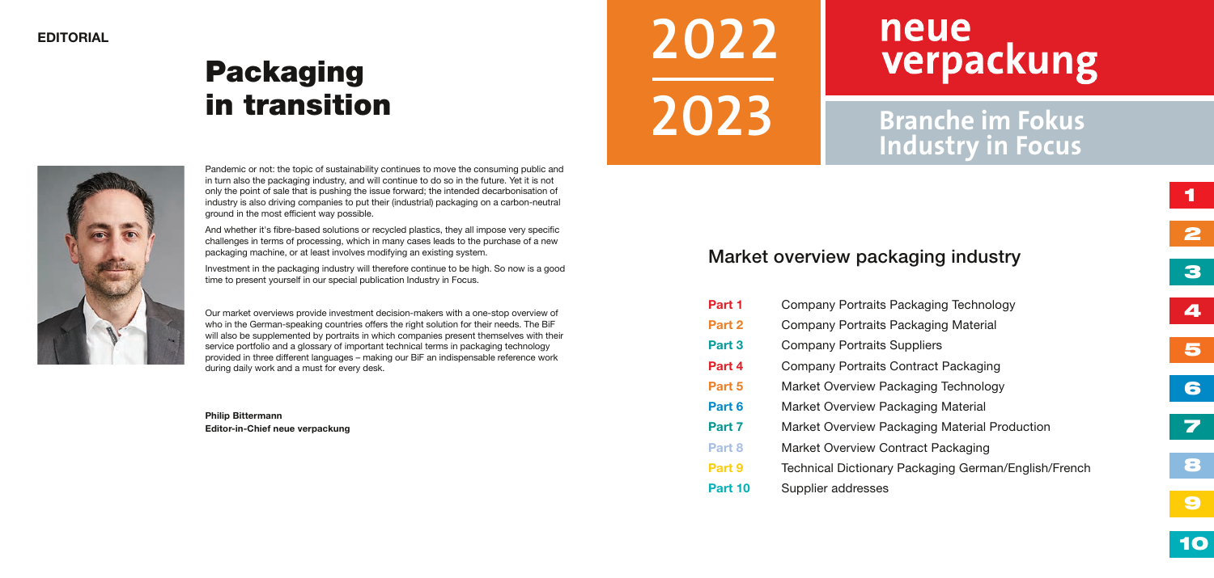**EDITORIAL**

# Packaging in transition

Pandemic or not: the topic of sustainability continues to move the consuming public and in turn also the packaging industry, and will continue to do so in the future. Yet it is not only the point of sale that is pushing the issue forward; the intended decarbonisation of industry is also driving companies to put their (industrial) packaging on a carbon-neutral ground in the most efficient way possible.

And whether it's fibre-based solutions or recycled plastics, they all impose very specific challenges in terms of processing, which in many cases leads to the purchase of a new packaging machine, or at least involves modifying an existing system.

Investment in the packaging industry will therefore continue to be high. So now is a good time to present yourself in our special publication Industry in Focus.

Our market overviews provide investment decision-makers with a one-stop overview of who in the German-speaking countries offers the right solution for their needs. The BiF will also be supplemented by portraits in which companies present themselves with their service portfolio and a glossary of important technical terms in packaging technology provided in three different languages – making our BiF an indispensable reference work during daily work and a must for every desk.

**Philip Bittermann**
**Editor-in-Chief neue verpackung**

2022
2023

neue verpackung

Branche im Fokus
Industry in Focus

## Market overview packaging industry

| | |
|---|---|
| **Part 1** | Company Portraits Packaging Technology |
| **Part 2** | Company Portraits Packaging Material |
| **Part 3** | Company Portraits Suppliers |
| **Part 4** | Company Portraits Contract Packaging |
| **Part 5** | Market Overview Packaging Technology |
| **Part 6** | Market Overview Packaging Material |
| **Part 7** | Market Overview Packaging Material Production |
| **Part 8** | Market Overview Contract Packaging |
| **Part 9** | Technical Dictionary Packaging German/English/French |
| **Part 10** | Supplier addresses |

1 2 3 4 5 6 7 8 9 10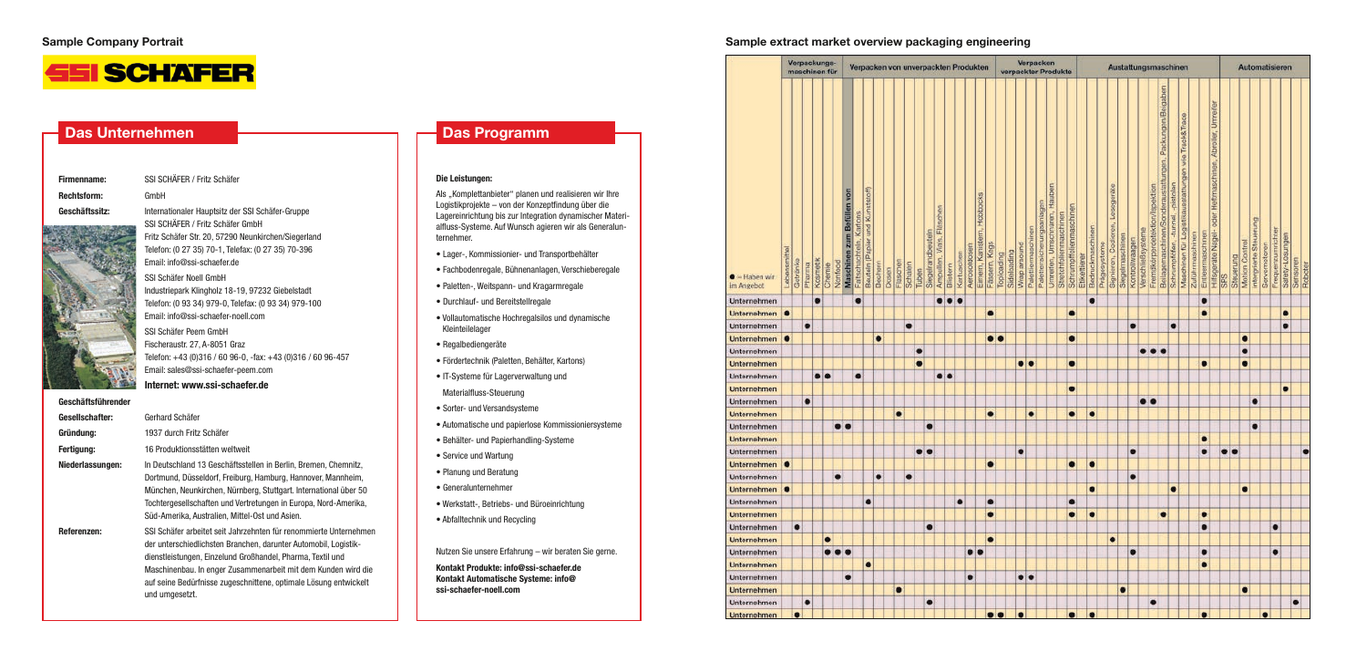## Sample Company Portrait

**SSI SCHÄFER**

### Das Unternehmen

**Firmenname:** SSI SCHÄFER / Fritz Schäfer

**Rechtsform:** GmbH

**Geschäftssitz:** Internationaler Hauptsitz der SSI Schäfer-Gruppe
SSI SCHÄFER / Fritz Schäfer GmbH
Fritz Schäfer Str. 20, 57290 Neunkirchen/Siegerland
Telefon: (0 27 35) 70-1, Telefax: (0 27 35) 70-396
Email: info@ssi-schaefer.de

SSI Schäfer Noell GmbH
Industriepark Klingholz 18-19, 97232 Giebelstadt
Telefon: (0 93 34) 979-0, Telefax: (0 93 34) 979-100
Email: info@ssi-schaefer-noell.com

SSI Schäfer Peem GmbH
Fischeraustr. 27, A-8051 Graz
Telefon: +43 (0)316 / 60 96-0, -fax: +43 (0)316 / 60 96-457
Email: sales@ssi-schaefer-peem.com

**Internet: www.ssi-schaefer.de**

**Geschäftsführender Gesellschafter:** Gerhard Schäfer

**Gründung:** 1937 durch Fritz Schäfer

**Fertigung:** 16 Produktionsstätten weltweit

**Niederlassungen:** In Deutschland 13 Geschäftsstellen in Berlin, Bremen, Chemnitz, Dortmund, Düsseldorf, Freiburg, Hamburg, Hannover, Mannheim, München, Neunkirchen, Nürnberg, Stuttgart. International über 50 Tochtergesellschaften und Vertretungen in Europa, Nord-Amerika, Süd-Amerika, Australien, Mittel-Ost und Asien.

**Referenzen:** SSI Schäfer arbeitet seit Jahrzehnten für renommierte Unternehmen der unterschiedlichsten Branchen, darunter Automobil, Logistikdienstleistungen, Einzelund Großhandel, Pharma, Textil und Maschinenbau. In enger Zusammenarbeit mit dem Kunden wird die auf seine Bedürfnisse zugeschnittene, optimale Lösung entwickelt und umgesetzt.

### Das Programm

**Die Leistungen:**

Als „Komplettanbieter" planen und realisieren wir Ihre Logistikprojekte – von der Konzeptfindung über die Lagereinrichtung bis zur Integration dynamischer Materialfluss-Systeme. Auf Wunsch agieren wir als Generalunternehmer.

- Lager-, Kommissionier- und Transportbehälter
- Fachbodenregale, Bühnenanlagen, Verschieberegale
- Paletten-, Weitspann- und Kragarmregale
- Durchlauf- und Bereitstellregale
- Vollautomatische Hochregalsilos und dynamische Kleinteilelager
- Regalbediengeräte
- Fördertechnik (Paletten, Behälter, Kartons)
- IT-Systeme für Lagerverwaltung und Materialfluss-Steuerung
- Sorter- und Versandsysteme
- Automatische und papierlose Kommissioniersysteme
- Behälter- und Papierhandling-Systeme
- Service und Wartung
- Planung und Beratung
- Generalunternehmer
- Werkstatt-, Betriebs- und Büroeinrichtung
- Abfalltechnik und Recycling

Nutzen Sie unsere Erfahrung – wir beraten Sie gerne.

**Kontakt Produkte: info@ssi-schaefer.de**
**Kontakt Automatische Systeme: info@ssi-schaefer-noell.com**

## Sample extract market overview packaging engineering

| ● = Haben wir im Angebot | Verpackungsmaschinen für | | | | | | Verpacken von unverpackten Produkten | | | | | | | | | | | | | | | Verpacken verpackter Produkte | | | | | | | | Ausstattungsmaschinen | | | | | | | | | | | | | | Automatisieren | | | | | | | | |
|---|---|---|---|---|---|---|---|---|---|---|---|---|---|---|---|---|---|---|---|---|---|---|---|---|---|---|---|---|---|---|---|---|---|---|---|---|---|---|---|---|---|---|---|---|---|---|---|---|---|---|---|---|
| | Lebensmittel | Getränke | Pharma | Kosmetik | Chemie | Nonfood | **Maschinen zum Befüllen von** | Faltschachteln, Kartons | Beuteln (Papier und Kunststoff) | Bechern | Dosen | Flaschen | Schalen | Tuben | Siegelrandbeuteln | Ampullen, Vials, Flaschen | Blistern | Kartuschen | Aerosoldosen | Eimern, Kanistern, Hobbocks | Fässern, Kegs | Toploading | Sideloading | Wrap around | Palettiermaschinen | Palettensicherungsanlagen | Umreifen, Umschrumpfen, Hauben | Stretchfolienmaschinen | Schrumpffolienmaschinen | Etikettierer | Bedruckmaschinen | Prägesysteme | Signieren, Dosieren, Lesegeräte | Siegelmaschinen | Kontrollwaagen | Verschließsysteme | Fremdkörperdetektion/Inspektion | Beilagemaschinen/Sonderausstattungen, Packungsmitbeigaben | Schrumpffolien-, -tunnel, -stretchen | Maschinen für Logistikausstattungen wie Track&Trace | Zuführmaschinen | Entleermaschinen | Hilfsgeräte Nagel- oder Heftmaschinen, Abroller, Umreifer | SPS | Steuerung | Motion Control | integrierte Steuerung | Servomotoren | Frequenzumrichter | Safety-Lösungen | Sensoren | Roboter |
| Unternehmen | | | ● | | | | ● | | | | | | | | | ● | ● | ● | | | | | | | | | | | | | | | | | | | | | | | | | ● | | | | | | | | | |
| Unternehmen | ● | | | | | | | | | | | | | | | | | | | | ● | | | | | | | | ● | | | | | | | | | | | | | | ● | | | | | | | ● | | |
| Unternehmen | | ● | | | | | | | | | | | | ● | | | | | | | | | | | | | | | | | | | | | ● | | | ● | | | | | | | | | | | | ● | | |
| Unternehmen | ● | | | | | | | | ● | | | | | | | | | | | | ● | ● | | | | | | | ● | | | | | | | | | | | | | | | | | ● | | | | | | |
| Unternehmen | | | | | | | | | | | | | | | ● | | | | | | | | | | | | | | | | | | | | | ● | ● | ● | | | | | | | | ● | | | | | | |
| Unternehmen | | | | | | | | | | | | | | | ● | | | | | | | | | ● | ● | | | | ● | | | | | | | | | | | | | | ● | | | ● | | | | | | |
| Unternehmen | | | | ● | ● | | ● | | | | | | | | | ● | ● | | | | | | | | | | | | | | | | | | | | | | | | | | | | | | | | | | | |
| Unternehmen | | | | | | | | | | | | | | | | | | | | | | | | | | | | | ● | | | | | | | | | | | | | | | | | | | | | ● | | |
| Unternehmen | | ● | | | | | | | | | | | | | | | | | | | | | | | | | | | | | | | | | | ● | ● | | | | | | | | | | ● | | | | | |
| Unternehmen | | | | | | | | | | | ● | | | | | | | | | | ● | | | | ● | | | | ● | | ● | | | | | | | | | | | | | | | | | | | | | |
| Unternehmen | | | | | | ● | ● | | | | | | | ● | | | | | | | | | | | | | | | | | | | | | | | | | | | | | | | | | ● | | | | | |
| Unternehmen | | | | | | | | | | | | | | | | | | | | | | | | | | | | | | | | | | | | | | | | | | ● | | | | | | | | | | |
| Unternehmen | | | | | | | | | | | | | | | ● | ● | | | | | | | | ● | | | | | | | | | | | ● | | | | | | | | ● | ● | ● | | | | | | | ● |
| Unternehmen | ● | | | | | | | | | | | | | | | | | | | | ● | | | | | | | | ● | | ● | | | | | | | | | | | | | | | | | | | | | |
| Unternehmen | | | | | ● | | | | ● | | | | ● | | | | | | | | | | | | | | | | | | | | | | ● | | | | | | | | | | | | | | | | | |
| Unternehmen | ● | | | | | | | | | | | | | | | | | | | | | | | | | | | | | | ● | | | | | | | | | ● | | | | | | ● | | | | | | |
| Unternehmen | | | | | | | | ● | | | | | | | | | | | ● | | ● | | | | | | | | ● | | | | | | | | | | | | | | | | | | | | | | | |
| Unternehmen | | | | | | | | | | | | | | | | | | | | | ● | | | | | | | | ● | | ● | | | | | | | ● | | | | | ● | | | | | | | | | |
| Unternehmen | | ● | | | | | | | | | | | | ● | | | | | | | | | | | | | | | | | | | | | | | | | | | | | ● | | | | | | ● | | | |
| Unternehmen | | | | ● | | | | | | | | | | | | | | | | | ● | | | | | | | | | | | | ● | | | | | | | | | | | | | | | | | | | |
| Unternehmen | | | | ● | ● | ● | | | | | | | | | | | | | ● | ● | | | | | | | | | | | | | | | ● | | | | | | | | ● | | | | | | ● | | | |
| Unternehmen | | | | | | | | ● | | | | | | | | | | | | | | | | | | | | | | | | | | | | | | | | | | | ● | | | | | | | | | |
| Unternehmen | | | | | | ● | | | | | | | | | | | | | ● | | | | | ● | ● | | | | | | | | | | | | | | | | | | | | | | | | | | | |
| Unternehmen | | | | | | | | | | | ● | | | | | | | | | | | | | | | | | | | | | | | ● | | | | | | | | | | | | ● | | | | | | |
| Unternehmen | | | ● | | | | | | | | | | | ● | | | | | | | | | | | | | | | | | | | | | | | ● | | | | | | | | | | | | | | ● | |
| Unternehmen | | ● | | | | | | | | | | | | | | | | | | | ● | ● | | ● | | | | | ● | ● | ● | | | | | | | | | | | | ● | | | | | ● | | | | |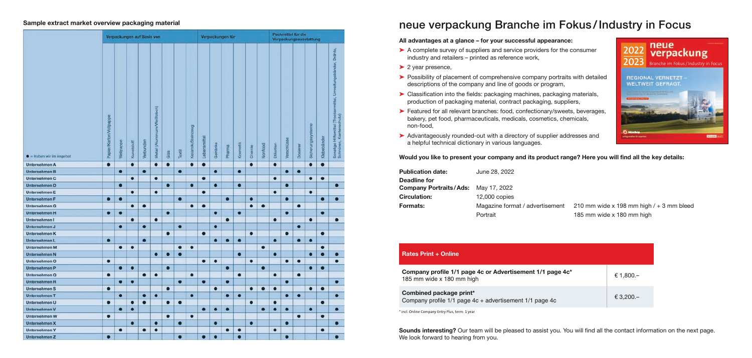## Sample extract market overview packaging material

| | Verpackungen auf Basis von | | | | | | | | Verpackungen für | | | | | | Packmittel für die Verpackungsausstattung | | | | | |
|---|---|---|---|---|---|---|---|---|---|---|---|---|---|---|---|---|---|---|---|---|
| ● = Haben wir im Angebot | Papier/Karton/Vollpappe | Wellpappe | Kunststoff | Verbunden | Metall (Aluminium/Weißblech) | Glas | Textil | Keramik/Steinzeug | Lebensmittel | Getränke | Pharma | Kosmetik | Chemie | Nonfood | Etiketten | Verschlüsse | Dosierer | Sicherungssysteme | Klebebänder | Sonstige Hilfsmittel (Trockenmittel, Umreifungsbänder, Drähte, Schnüren, Kantenschutz) |
| Unternehmen A | ● | | ● | | ● | ● | | ● | ● | | | | ● | | ● | | | ● | ● | |
| Unternehmen B | | ● | | ● | | | ● | | | ● | | ● | | | | ● | ● | | | |
| Unternehmen C | | | ● | | ● | | | | ● | | | | | | ● | | | ● | ● | |
| Unternehmen D | | ● | | | | ● | | ● | | ● | | ● | | | | ● | | | | ● |
| Unternehmen E | | | ● | | ● | | | | ● | | | | | | ● | | | ● | | |
| Unternehmen F | ● | ● | | | | | ● | | | | ● | | ● | | | ● | | | ● | ● |
| Unternehmen G | | | ● | ● | | | | ● | ● | | | | ● | ● | | | ● | | | |
| Unternehmen H | ● | ● | | | | ● | | | | ● | | ● | | | | ● | | | ● | |
| Unternehmen I | | | ● | | ● | | | | | | ● | | | | ● | | | ● | | ● |
| Unternehmen J | | ● | | ● | | | ● | | | ● | | | | | | | ● | | | |
| Unternehmen K | | | | | | ● | | | ● | | | | ● | | | ● | | | ● | |
| Unternehmen L | ● | | | ● | | | | | | ● | ● | ● | | | ● | | ● | ● | | |
| Unternehmen M | | ● | ● | | | | ● | ● | | | | | | ● | | | | | ● | |
| Unternehmen N | | | | | ● | ● | ● | | | | | ● | | | ● | | | ● | ● | ● |
| Unternehmen O | ● | | | | | | | | ● | ● | | | ● | | | ● | ● | | | ● |
| Unternehmen P | | ● | ● | | | ● | | | | | ● | | | ● | | | | ● | ● | |
| Unternehmen Q | ● | | | ● | ● | | | ● | | | | ● | | | ● | | ● | | | |
| Unternehmen R | | ● | ● | | | | ● | | ● | | ● | | | | | ● | | | | ● |
| Unternehmen S | ● | | | | | ● | | | | ● | | | ● | ● | ● | | | ● | ● | |
| Unternehmen T | | ● | | ● | ● | | | ● | | | ● | ● | | | | ● | ● | | | ● |
| Unternehmen U | ● | | ● | ● | | ● | ● | | | | | | ● | | ● | | | | ● | |
| Unternehmen V | | ● | ● | | | | | | ● | ● | ● | | | ● | ● | ● | | ● | | ● |
| Unternehmen W | ● | | | | | ● | | ● | | | | | | | | | ● | | ● | |
| Unternehmen X | | | ● | | ● | | ● | | | ● | | | ● | | | ● | | | | ● |
| Unternehmen Y | | ● | | ● | ● | | | | | | ● | ● | | | ● | | | | ● | |
| Unternehmen Z | ● | | | | | | ● | | ● | ● | | ● | | | | ● | | | | ● |

# neue verpackung Branche im Fokus / Industry in Focus

### All advantages at a glance – for your successful appearance:

- A complete survey of suppliers and service providers for the consumer industry and retailers – printed as reference work,
- 2 year presence,
- Possibility of placement of comprehensive company portraits with detailed descriptions of the company and line of goods or program,
- Classification into the fields: packaging machines, packaging materials, production of packaging material, contract packaging, suppliers,
- Featured for all relevant branches: food, confectionary/sweets, beverages, bakery, pet food, pharmaceuticals, medicals, cosmetics, chemicals, non-food,
- Advantageously rounded-out with a directory of supplier addresses and a helpful technical dictionary in various languages.

**Would you like to present your company and its product range? Here you will find all the key details:**

| | | |
|---|---|---|
| **Publication date:** | June 28, 2022 | |
| **Deadline for Company Portraits/Ads:** | May 17, 2022 | |
| **Circulation:** | 12,000 copies | |
| **Formats:** | Magazine format / advertisement | 210 mm wide x 198 mm high / + 3 mm bleed |
| | Portrait | 185 mm wide x 180 mm high |

| Rates Print + Online | |
|---|---|
| **Company profile 1/1 page 4c or Advertisement 1/1 page 4c***<br>185 mm wide x 180 mm high | € 1,800.– |
| **Combined package print***<br>Company profile 1/1 page 4c + advertisement 1/1 page 4c | € 3,200.– |

* incl. Online Company Entry Plus, term: 1 year

**Sounds interesting?** Our team will be pleased to assist you. You will find all the contact information on the next page. We look forward to hearing from you.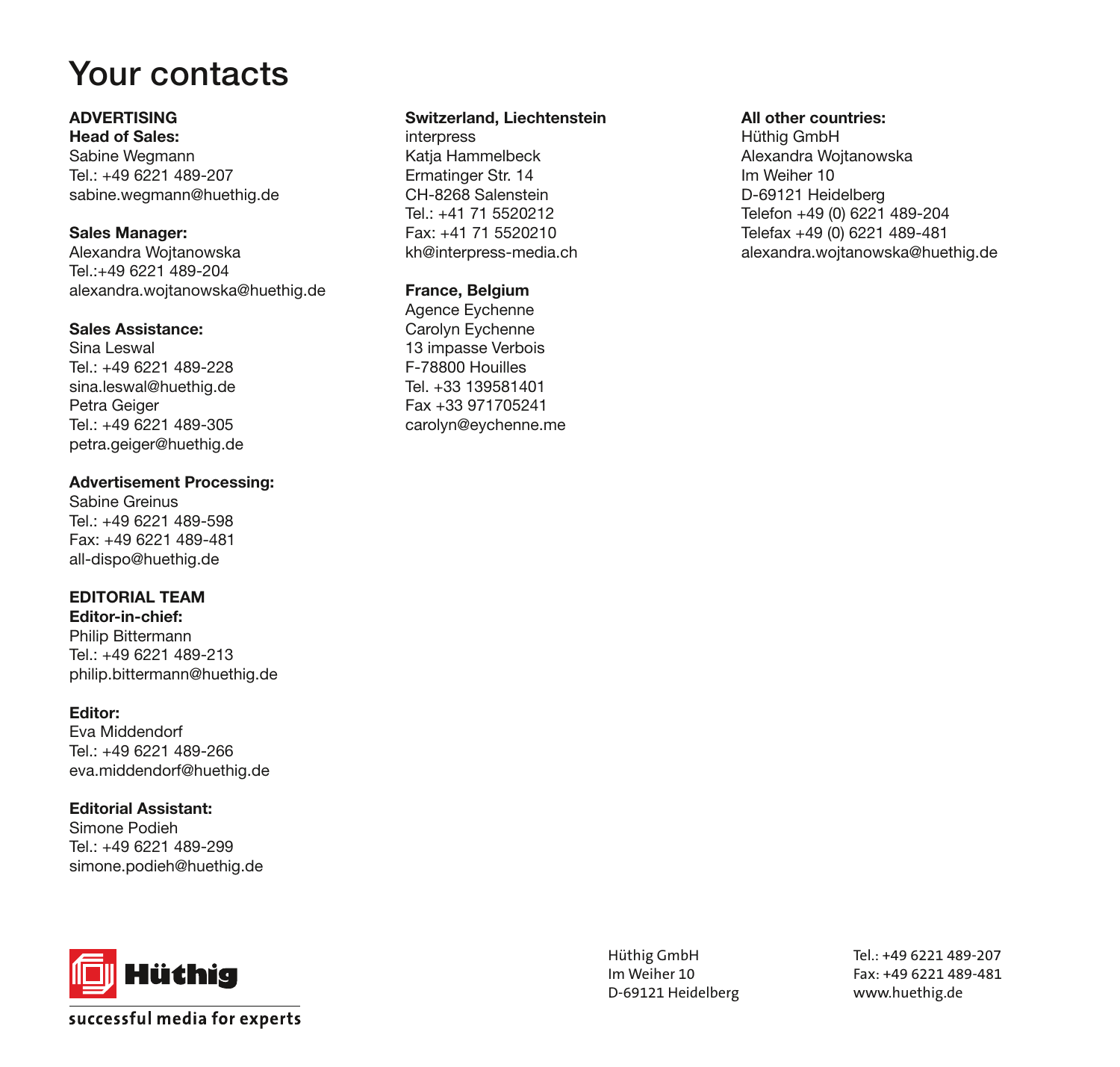# Your contacts

**ADVERTISING**

**Head of Sales:**
Sabine Wegmann
Tel.: +49 6221 489-207
sabine.wegmann@huethig.de

**Sales Manager:**
Alexandra Wojtanowska
Tel.:+49 6221 489-204
alexandra.wojtanowska@huethig.de

**Sales Assistance:**
Sina Leswal
Tel.: +49 6221 489-228
sina.leswal@huethig.de
Petra Geiger
Tel.: +49 6221 489-305
petra.geiger@huethig.de

**Advertisement Processing:**
Sabine Greinus
Tel.: +49 6221 489-598
Fax: +49 6221 489-481
all-dispo@huethig.de

**EDITORIAL TEAM**

**Editor-in-chief:**
Philip Bittermann
Tel.: +49 6221 489-213
philip.bittermann@huethig.de

**Editor:**
Eva Middendorf
Tel.: +49 6221 489-266
eva.middendorf@huethig.de

**Editorial Assistant:**
Simone Podieh
Tel.: +49 6221 489-299
simone.podieh@huethig.de

**Switzerland, Liechtenstein**
interpress
Katja Hammelbeck
Ermatinger Str. 14
CH-8268 Salenstein
Tel.: +41 71 5520212
Fax: +41 71 5520210
kh@interpress-media.ch

**France, Belgium**
Agence Eychenne
Carolyn Eychenne
13 impasse Verbois
F-78800 Houilles
Tel. +33 139581401
Fax +33 971705241
carolyn@eychenne.me

**All other countries:**
Hüthig GmbH
Alexandra Wojtanowska
Im Weiher 10
D-69121 Heidelberg
Telefon +49 (0) 6221 489-204
Telefax +49 (0) 6221 489-481
alexandra.wojtanowska@huethig.de

Hüthig
successful media for experts

Hüthig GmbH
Im Weiher 10
D-69121 Heidelberg

Tel.: +49 6221 489-207
Fax: +49 6221 489-481
www.huethig.de